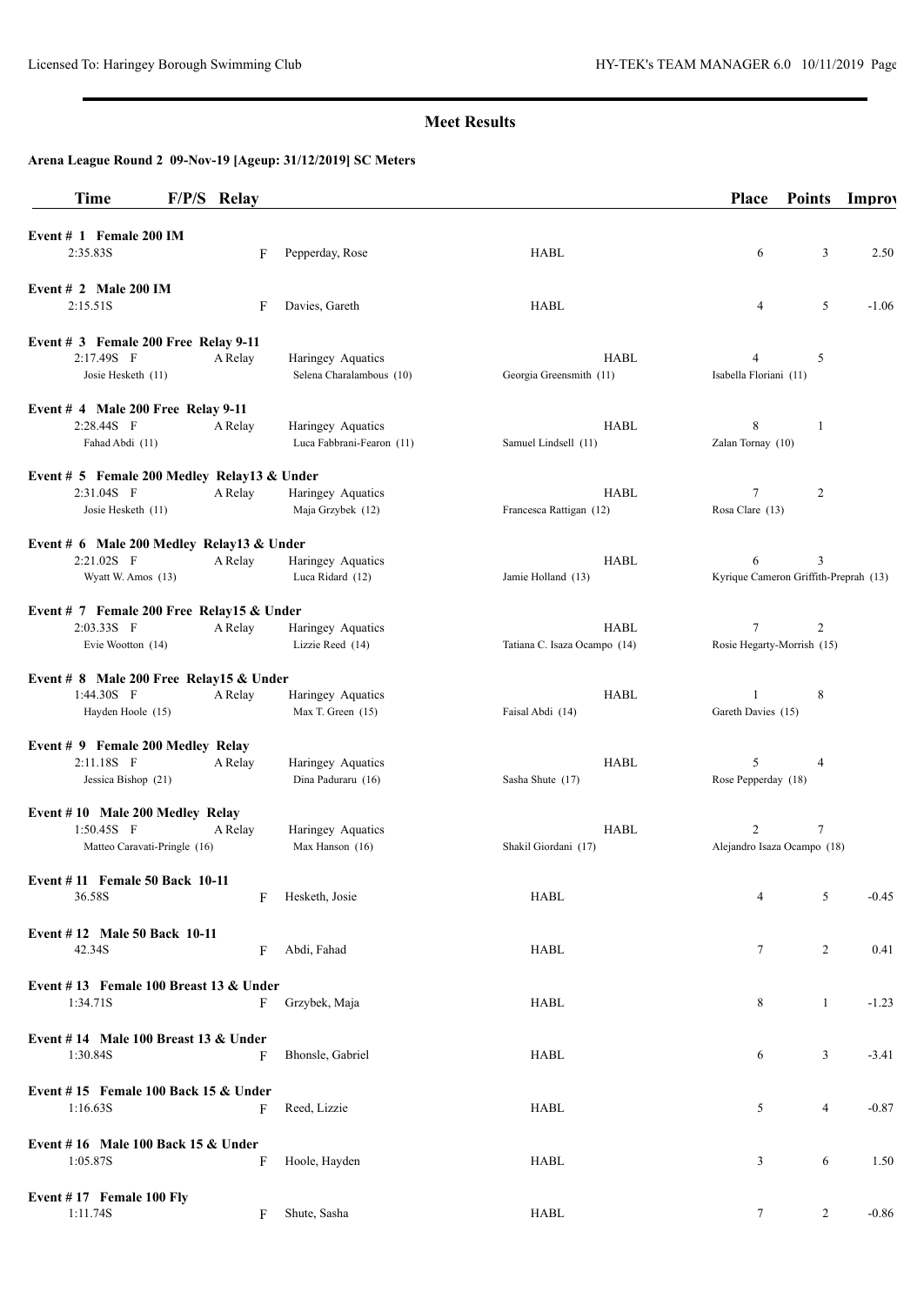## Meet Results

### Arena League Round 2 09-Nov-19 [Ageup: 31/12/2019] SC Meters

| Time | F/P/S | Relay | | | Place | Points | Improv |
|---|---|---|---|---|---|---|---|
| **Event # 1 Female 200 IM** | | | | | | | |
| 2:35.83S | F | | Pepperday, Rose | HABL | 6 | 3 | 2.50 |
| **Event # 2 Male 200 IM** | | | | | | | |
| 2:15.51S | F | | Davies, Gareth | HABL | 4 | 5 | -1.06 |
| **Event # 3 Female 200 Free Relay 9-11** | | | | | | | |
| 2:17.49S | F | A Relay | Haringey Aquatics | HABL | 4 | 5 | |
| Josie Hesketh (11) | | | Selena Charalambous (10) | Georgia Greensmith (11) | Isabella Floriani (11) | | |
| **Event # 4 Male 200 Free Relay 9-11** | | | | | | | |
| 2:28.44S | F | A Relay | Haringey Aquatics | HABL | 8 | 1 | |
| Fahad Abdi (11) | | | Luca Fabbrani-Fearon (11) | Samuel Lindsell (11) | Zalan Tornay (10) | | |
| **Event # 5 Female 200 Medley Relay13 & Under** | | | | | | | |
| 2:31.04S | F | A Relay | Haringey Aquatics | HABL | 7 | 2 | |
| Josie Hesketh (11) | | | Maja Grzybek (12) | Francesca Rattigan (12) | Rosa Clare (13) | | |
| **Event # 6 Male 200 Medley Relay13 & Under** | | | | | | | |
| 2:21.02S | F | A Relay | Haringey Aquatics | HABL | 6 | 3 | |
| Wyatt W. Amos (13) | | | Luca Ridard (12) | Jamie Holland (13) | Kyrique Cameron Griffith-Preprah (13) | | |
| **Event # 7 Female 200 Free Relay15 & Under** | | | | | | | |
| 2:03.33S | F | A Relay | Haringey Aquatics | HABL | 7 | 2 | |
| Evie Wootton (14) | | | Lizzie Reed (14) | Tatiana C. Isaza Ocampo (14) | Rosie Hegarty-Morrish (15) | | |
| **Event # 8 Male 200 Free Relay15 & Under** | | | | | | | |
| 1:44.30S | F | A Relay | Haringey Aquatics | HABL | 1 | 8 | |
| Hayden Hoole (15) | | | Max T. Green (15) | Faisal Abdi (14) | Gareth Davies (15) | | |
| **Event # 9 Female 200 Medley Relay** | | | | | | | |
| 2:11.18S | F | A Relay | Haringey Aquatics | HABL | 5 | 4 | |
| Jessica Bishop (21) | | | Dina Paduraru (16) | Sasha Shute (17) | Rose Pepperday (18) | | |
| **Event # 10 Male 200 Medley Relay** | | | | | | | |
| 1:50.45S | F | A Relay | Haringey Aquatics | HABL | 2 | 7 | |
| Matteo Caravati-Pringle (16) | | | Max Hanson (16) | Shakil Giordani (17) | Alejandro Isaza Ocampo (18) | | |
| **Event # 11 Female 50 Back 10-11** | | | | | | | |
| 36.58S | F | | Hesketh, Josie | HABL | 4 | 5 | -0.45 |
| **Event # 12 Male 50 Back 10-11** | | | | | | | |
| 42.34S | F | | Abdi, Fahad | HABL | 7 | 2 | 0.41 |
| **Event # 13 Female 100 Breast 13 & Under** | | | | | | | |
| 1:34.71S | F | | Grzybek, Maja | HABL | 8 | 1 | -1.23 |
| **Event # 14 Male 100 Breast 13 & Under** | | | | | | | |
| 1:30.84S | F | | Bhonsle, Gabriel | HABL | 6 | 3 | -3.41 |
| **Event # 15 Female 100 Back 15 & Under** | | | | | | | |
| 1:16.63S | F | | Reed, Lizzie | HABL | 5 | 4 | -0.87 |
| **Event # 16 Male 100 Back 15 & Under** | | | | | | | |
| 1:05.87S | F | | Hoole, Hayden | HABL | 3 | 6 | 1.50 |
| **Event # 17 Female 100 Fly** | | | | | | | |
| 1:11.74S | F | | Shute, Sasha | HABL | 7 | 2 | -0.86 |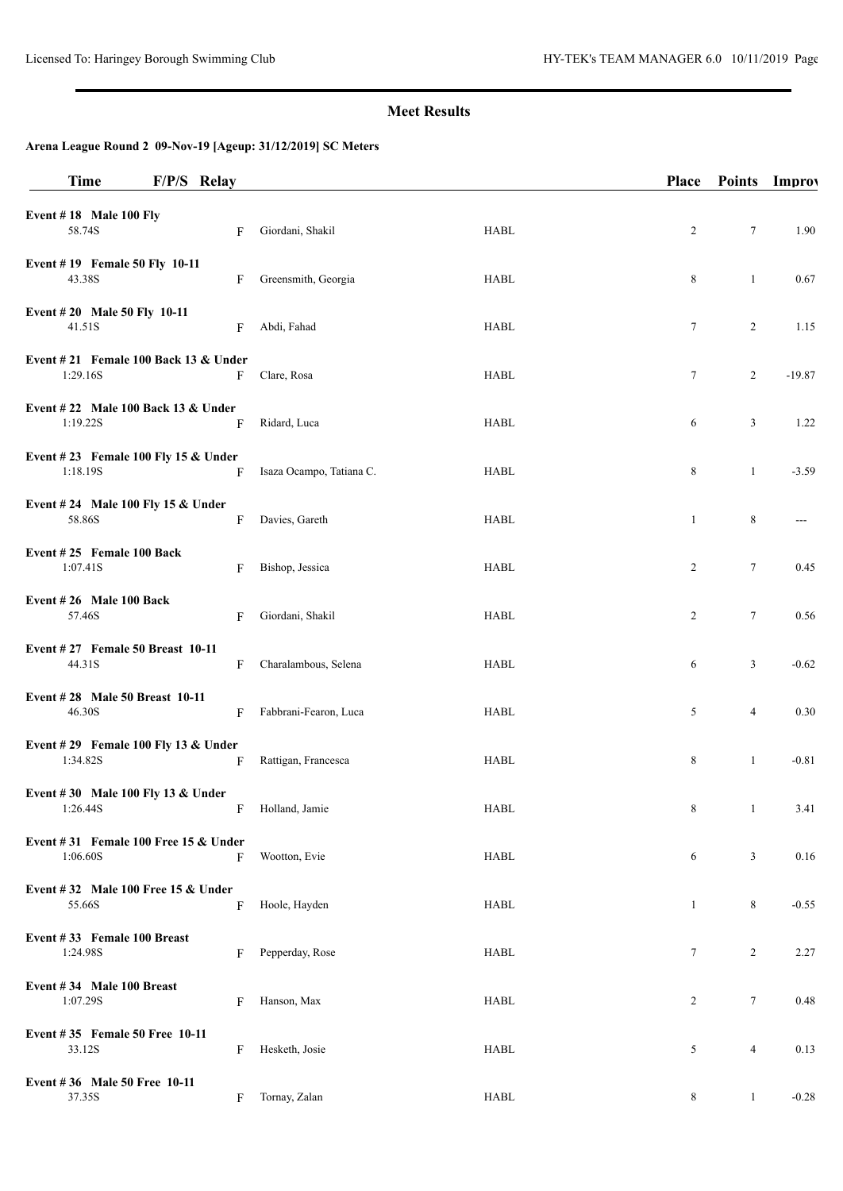## Meet Results

### Arena League Round 2 09-Nov-19 [Ageup: 31/12/2019] SC Meters

| Time | F/P/S | Relay | | Place | Points | Improv |
|---|---|---|---|---|---|---|
| **Event # 18 Male 100 Fly** | | | | | | |
| 58.74S | F | Giordani, Shakil | HABL | 2 | 7 | 1.90 |
| **Event # 19 Female 50 Fly 10-11** | | | | | | |
| 43.38S | F | Greensmith, Georgia | HABL | 8 | 1 | 0.67 |
| **Event # 20 Male 50 Fly 10-11** | | | | | | |
| 41.51S | F | Abdi, Fahad | HABL | 7 | 2 | 1.15 |
| **Event # 21 Female 100 Back 13 & Under** | | | | | | |
| 1:29.16S | F | Clare, Rosa | HABL | 7 | 2 | -19.87 |
| **Event # 22 Male 100 Back 13 & Under** | | | | | | |
| 1:19.22S | F | Ridard, Luca | HABL | 6 | 3 | 1.22 |
| **Event # 23 Female 100 Fly 15 & Under** | | | | | | |
| 1:18.19S | F | Isaza Ocampo, Tatiana C. | HABL | 8 | 1 | -3.59 |
| **Event # 24 Male 100 Fly 15 & Under** | | | | | | |
| 58.86S | F | Davies, Gareth | HABL | 1 | 8 | --- |
| **Event # 25 Female 100 Back** | | | | | | |
| 1:07.41S | F | Bishop, Jessica | HABL | 2 | 7 | 0.45 |
| **Event # 26 Male 100 Back** | | | | | | |
| 57.46S | F | Giordani, Shakil | HABL | 2 | 7 | 0.56 |
| **Event # 27 Female 50 Breast 10-11** | | | | | | |
| 44.31S | F | Charalambous, Selena | HABL | 6 | 3 | -0.62 |
| **Event # 28 Male 50 Breast 10-11** | | | | | | |
| 46.30S | F | Fabbrani-Fearon, Luca | HABL | 5 | 4 | 0.30 |
| **Event # 29 Female 100 Fly 13 & Under** | | | | | | |
| 1:34.82S | F | Rattigan, Francesca | HABL | 8 | 1 | -0.81 |
| **Event # 30 Male 100 Fly 13 & Under** | | | | | | |
| 1:26.44S | F | Holland, Jamie | HABL | 8 | 1 | 3.41 |
| **Event # 31 Female 100 Free 15 & Under** | | | | | | |
| 1:06.60S | F | Wootton, Evie | HABL | 6 | 3 | 0.16 |
| **Event # 32 Male 100 Free 15 & Under** | | | | | | |
| 55.66S | F | Hoole, Hayden | HABL | 1 | 8 | -0.55 |
| **Event # 33 Female 100 Breast** | | | | | | |
| 1:24.98S | F | Pepperday, Rose | HABL | 7 | 2 | 2.27 |
| **Event # 34 Male 100 Breast** | | | | | | |
| 1:07.29S | F | Hanson, Max | HABL | 2 | 7 | 0.48 |
| **Event # 35 Female 50 Free 10-11** | | | | | | |
| 33.12S | F | Hesketh, Josie | HABL | 5 | 4 | 0.13 |
| **Event # 36 Male 50 Free 10-11** | | | | | | |
| 37.35S | F | Tornay, Zalan | HABL | 8 | 1 | -0.28 |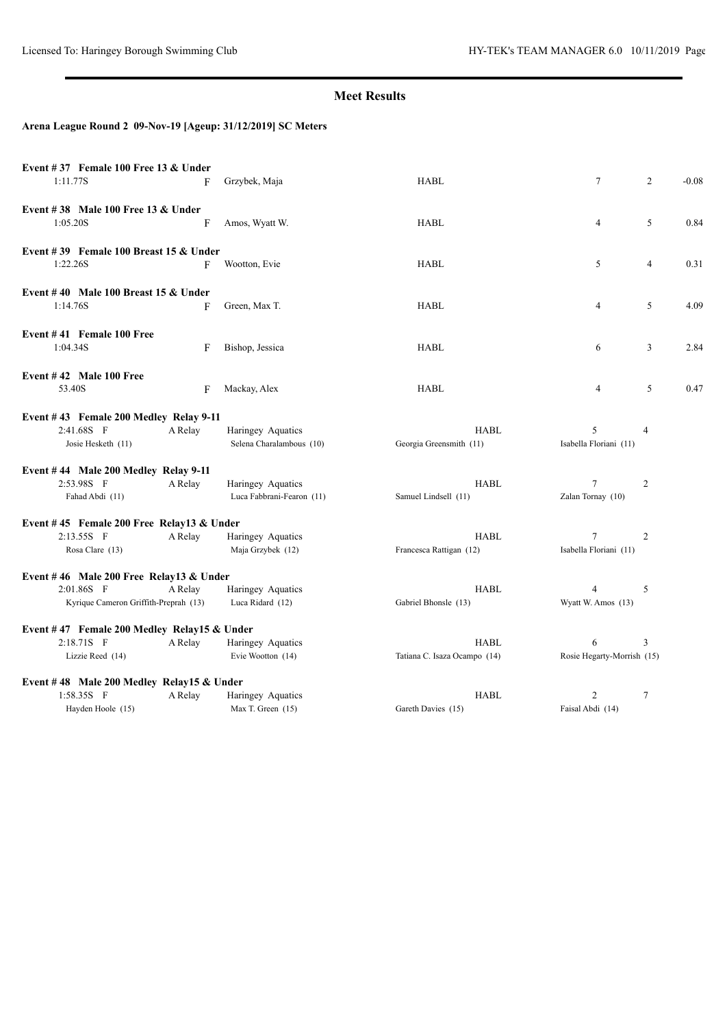## Meet Results

**Arena League Round 2 09-Nov-19 [Ageup: 31/12/2019] SC Meters**

**Event # 37 Female 100 Free 13 & Under**

| | | | | | | |
|---|---|---|---|---|---|---|
| 1:11.77S | F | Grzybek, Maja | HABL | 7 | 2 | -0.08 |

**Event # 38 Male 100 Free 13 & Under**

| | | | | | | |
|---|---|---|---|---|---|---|
| 1:05.20S | F | Amos, Wyatt W. | HABL | 4 | 5 | 0.84 |

**Event # 39 Female 100 Breast 15 & Under**

| | | | | | | |
|---|---|---|---|---|---|---|
| 1:22.26S | F | Wootton, Evie | HABL | 5 | 4 | 0.31 |

**Event # 40 Male 100 Breast 15 & Under**

| | | | | | | |
|---|---|---|---|---|---|---|
| 1:14.76S | F | Green, Max T. | HABL | 4 | 5 | 4.09 |

**Event # 41 Female 100 Free**

| | | | | | | |
|---|---|---|---|---|---|---|
| 1:04.34S | F | Bishop, Jessica | HABL | 6 | 3 | 2.84 |

**Event # 42 Male 100 Free**

| | | | | | | |
|---|---|---|---|---|---|---|
| 53.40S | F | Mackay, Alex | HABL | 4 | 5 | 0.47 |

**Event # 43 Female 200 Medley Relay 9-11**

| | | | | | |
|---|---|---|---|---|---|
| 2:41.68S F | A Relay | Haringey Aquatics | HABL | 5 | 4 |
| Josie Hesketh (11) | | Selena Charalambous (10) | Georgia Greensmith (11) | Isabella Floriani (11) | |

**Event # 44 Male 200 Medley Relay 9-11**

| | | | | | |
|---|---|---|---|---|---|
| 2:53.98S F | A Relay | Haringey Aquatics | HABL | 7 | 2 |
| Fahad Abdi (11) | | Luca Fabbrani-Fearon (11) | Samuel Lindsell (11) | Zalan Tornay (10) | |

**Event # 45 Female 200 Free Relay13 & Under**

| | | | | | |
|---|---|---|---|---|---|
| 2:13.55S F | A Relay | Haringey Aquatics | HABL | 7 | 2 |
| Rosa Clare (13) | | Maja Grzybek (12) | Francesca Rattigan (12) | Isabella Floriani (11) | |

**Event # 46 Male 200 Free Relay13 & Under**

| | | | | | |
|---|---|---|---|---|---|
| 2:01.86S F | A Relay | Haringey Aquatics | HABL | 4 | 5 |
| Kyrique Cameron Griffith-Preprah (13) | | Luca Ridard (12) | Gabriel Bhonsle (13) | Wyatt W. Amos (13) | |

**Event # 47 Female 200 Medley Relay15 & Under**

| | | | | | |
|---|---|---|---|---|---|
| 2:18.71S F | A Relay | Haringey Aquatics | HABL | 6 | 3 |
| Lizzie Reed (14) | | Evie Wootton (14) | Tatiana C. Isaza Ocampo (14) | Rosie Hegarty-Morrish (15) | |

**Event # 48 Male 200 Medley Relay15 & Under**

| | | | | | |
|---|---|---|---|---|---|
| 1:58.35S F | A Relay | Haringey Aquatics | HABL | 2 | 7 |
| Hayden Hoole (15) | | Max T. Green (15) | Gareth Davies (15) | Faisal Abdi (14) | |